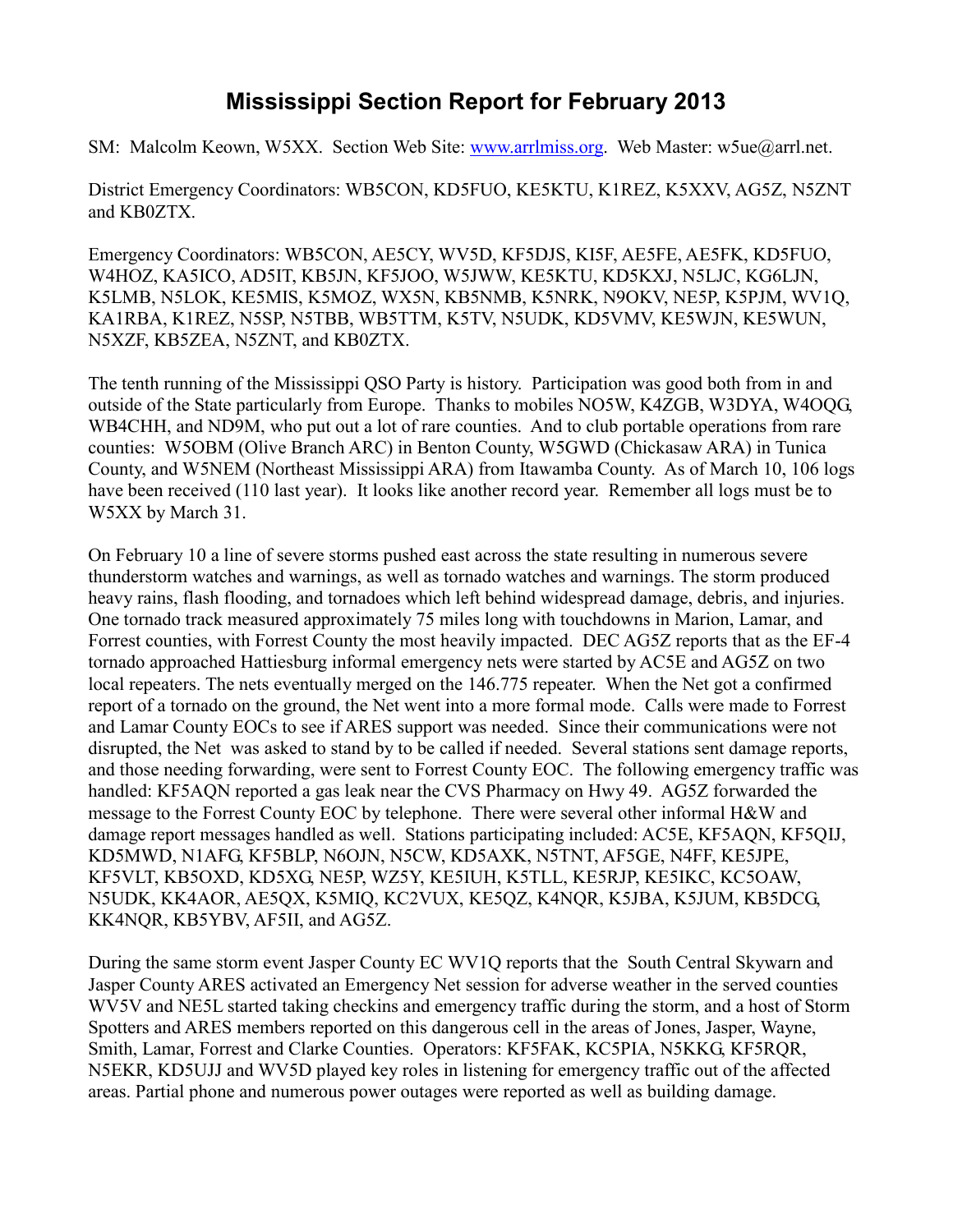# Mississippi Section Report for February 2013

SM: Malcolm Keown, W5XX. Section Web Site: www.arrlmiss.org. Web Master: w5ue@arrl.net.

District Emergency Coordinators: WB5CON, KD5FUO, KE5KTU, K1REZ, K5XXV, AG5Z, N5ZNT and KB0ZTX.

Emergency Coordinators: WB5CON, AE5CY, WV5D, KF5DJS, KI5F, AE5FE, AE5FK, KD5FUO, W4HOZ, KA5ICO, AD5IT, KB5JN, KF5JOO, W5JWW, KE5KTU, KD5KXJ, N5LJC, KG6LJN, K5LMB, N5LOK, KE5MIS, K5MOZ, WX5N, KB5NMB, K5NRK, N9OKV, NE5P, K5PJM, WV1Q, KA1RBA, K1REZ, N5SP, N5TBB, WB5TTM, K5TV, N5UDK, KD5VMV, KE5WJN, KE5WUN, N5XZF, KB5ZEA, N5ZNT, and KB0ZTX.

The tenth running of the Mississippi QSO Party is history. Participation was good both from in and outside of the State particularly from Europe. Thanks to mobiles NO5W, K4ZGB, W3DYA, W4OQG, WB4CHH, and ND9M, who put out a lot of rare counties. And to club portable operations from rare counties: W5OBM (Olive Branch ARC) in Benton County, W5GWD (Chickasaw ARA) in Tunica County, and W5NEM (Northeast Mississippi ARA) from Itawamba County. As of March 10, 106 logs have been received (110 last year). It looks like another record year. Remember all logs must be to W5XX by March 31.

On February 10 a line of severe storms pushed east across the state resulting in numerous severe thunderstorm watches and warnings, as well as tornado watches and warnings. The storm produced heavy rains, flash flooding, and tornadoes which left behind widespread damage, debris, and injuries. One tornado track measured approximately 75 miles long with touchdowns in Marion, Lamar, and Forrest counties, with Forrest County the most heavily impacted. DEC AG5Z reports that as the EF-4 tornado approached Hattiesburg informal emergency nets were started by AC5E and AG5Z on two local repeaters. The nets eventually merged on the 146.775 repeater. When the Net got a confirmed report of a tornado on the ground, the Net went into a more formal mode. Calls were made to Forrest and Lamar County EOCs to see if ARES support was needed. Since their communications were not disrupted, the Net was asked to stand by to be called if needed. Several stations sent damage reports, and those needing forwarding, were sent to Forrest County EOC. The following emergency traffic was handled: KF5AQN reported a gas leak near the CVS Pharmacy on Hwy 49. AG5Z forwarded the message to the Forrest County EOC by telephone. There were several other informal H&W and damage report messages handled as well. Stations participating included: AC5E, KF5AQN, KF5QIJ, KD5MWD, N1AFG, KF5BLP, N6OJN, N5CW, KD5AXK, N5TNT, AF5GE, N4FF, KE5JPE, KF5VLT, KB5OXD, KD5XG, NE5P, WZ5Y, KE5IUH, K5TLL, KE5RJP, KE5IKC, KC5OAW, N5UDK, KK4AOR, AE5QX, K5MIQ, KC2VUX, KE5QZ, K4NQR, K5JBA, K5JUM, KB5DCG, KK4NQR, KB5YBV, AF5II, and AG5Z.

During the same storm event Jasper County EC WV1Q reports that the South Central Skywarn and Jasper County ARES activated an Emergency Net session for adverse weather in the served counties WV5V and NE5L started taking checkins and emergency traffic during the storm, and a host of Storm Spotters and ARES members reported on this dangerous cell in the areas of Jones, Jasper, Wayne, Smith, Lamar, Forrest and Clarke Counties. Operators: KF5FAK, KC5PIA, N5KKG, KF5RQR, N5EKR, KD5UJJ and WV5D played key roles in listening for emergency traffic out of the affected areas. Partial phone and numerous power outages were reported as well as building damage.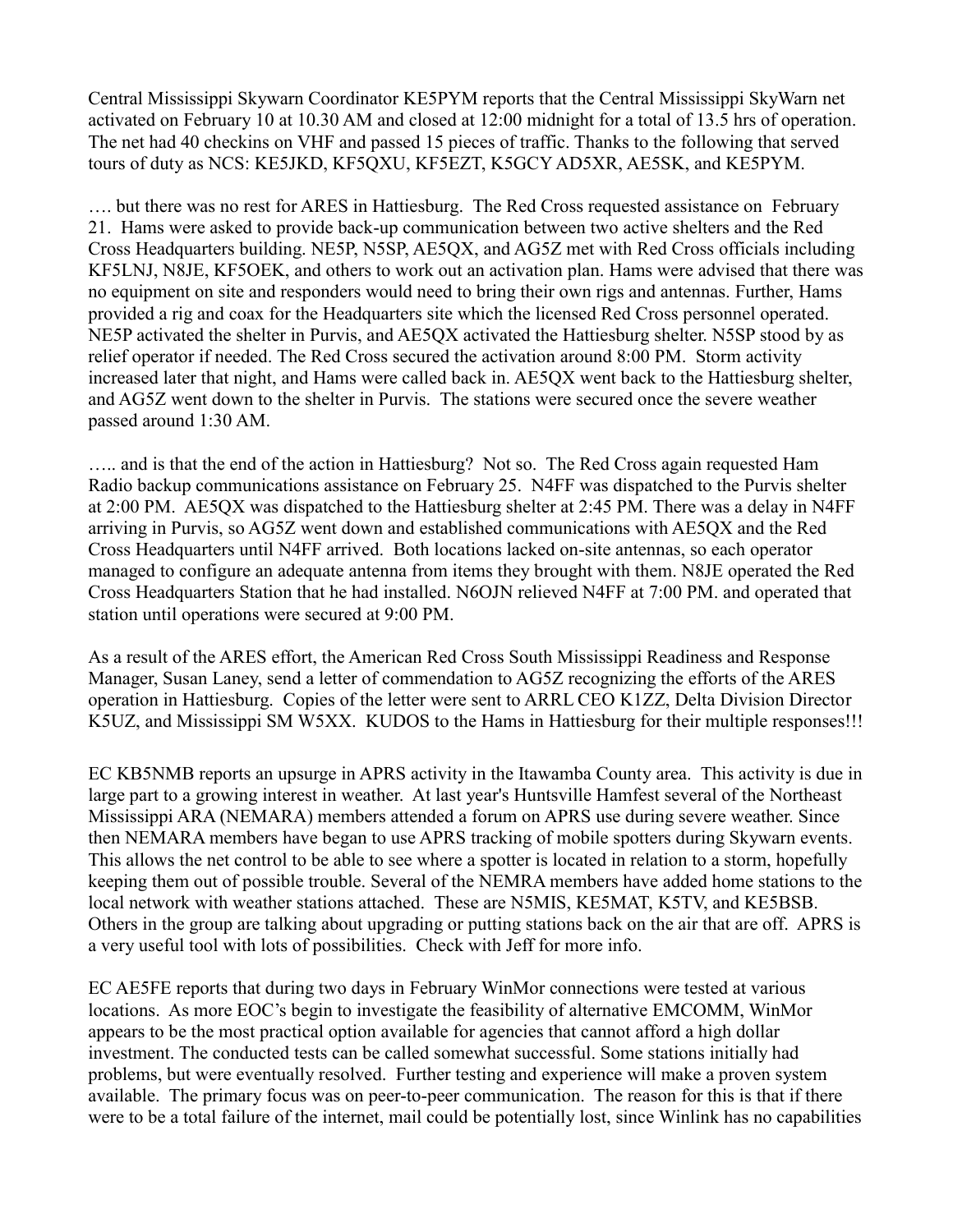Central Mississippi Skywarn Coordinator KE5PYM reports that the Central Mississippi SkyWarn net activated on February 10 at 10.30 AM and closed at 12:00 midnight for a total of 13.5 hrs of operation. The net had 40 checkins on VHF and passed 15 pieces of traffic. Thanks to the following that served tours of duty as NCS: KE5JKD, KF5QXU, KF5EZT, K5GCY AD5XR, AE5SK, and KE5PYM.

…. but there was no rest for ARES in Hattiesburg. The Red Cross requested assistance on February 21. Hams were asked to provide back-up communication between two active shelters and the Red Cross Headquarters building. NE5P, N5SP, AE5QX, and AG5Z met with Red Cross officials including KF5LNJ, N8JE, KF5OEK, and others to work out an activation plan. Hams were advised that there was no equipment on site and responders would need to bring their own rigs and antennas. Further, Hams provided a rig and coax for the Headquarters site which the licensed Red Cross personnel operated. NE5P activated the shelter in Purvis, and AE5QX activated the Hattiesburg shelter. N5SP stood by as relief operator if needed. The Red Cross secured the activation around 8:00 PM. Storm activity increased later that night, and Hams were called back in. AE5QX went back to the Hattiesburg shelter, and AG5Z went down to the shelter in Purvis. The stations were secured once the severe weather passed around 1:30 AM.

….. and is that the end of the action in Hattiesburg? Not so. The Red Cross again requested Ham Radio backup communications assistance on February 25. N4FF was dispatched to the Purvis shelter at 2:00 PM. AE5QX was dispatched to the Hattiesburg shelter at 2:45 PM. There was a delay in N4FF arriving in Purvis, so AG5Z went down and established communications with AE5QX and the Red Cross Headquarters until N4FF arrived. Both locations lacked on-site antennas, so each operator managed to configure an adequate antenna from items they brought with them. N8JE operated the Red Cross Headquarters Station that he had installed. N6OJN relieved N4FF at 7:00 PM. and operated that station until operations were secured at 9:00 PM.

As a result of the ARES effort, the American Red Cross South Mississippi Readiness and Response Manager, Susan Laney, send a letter of commendation to AG5Z recognizing the efforts of the ARES operation in Hattiesburg. Copies of the letter were sent to ARRL CEO K1ZZ, Delta Division Director K5UZ, and Mississippi SM W5XX. KUDOS to the Hams in Hattiesburg for their multiple responses!!!

EC KB5NMB reports an upsurge in APRS activity in the Itawamba County area. This activity is due in large part to a growing interest in weather. At last year's Huntsville Hamfest several of the Northeast Mississippi ARA (NEMARA) members attended a forum on APRS use during severe weather. Since then NEMARA members have began to use APRS tracking of mobile spotters during Skywarn events. This allows the net control to be able to see where a spotter is located in relation to a storm, hopefully keeping them out of possible trouble. Several of the NEMRA members have added home stations to the local network with weather stations attached. These are N5MIS, KE5MAT, K5TV, and KE5BSB. Others in the group are talking about upgrading or putting stations back on the air that are off. APRS is a very useful tool with lots of possibilities. Check with Jeff for more info.

EC AE5FE reports that during two days in February WinMor connections were tested at various locations. As more EOC's begin to investigate the feasibility of alternative EMCOMM, WinMor appears to be the most practical option available for agencies that cannot afford a high dollar investment. The conducted tests can be called somewhat successful. Some stations initially had problems, but were eventually resolved. Further testing and experience will make a proven system available. The primary focus was on peer-to-peer communication. The reason for this is that if there were to be a total failure of the internet, mail could be potentially lost, since Winlink has no capabilities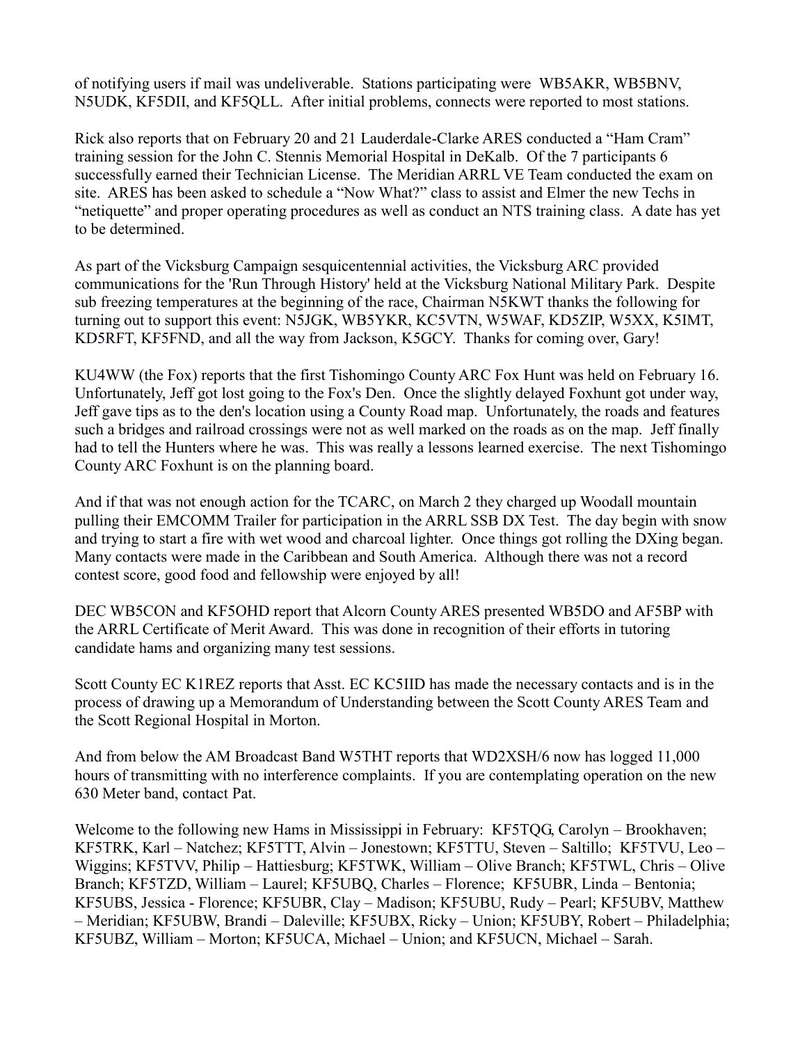of notifying users if mail was undeliverable. Stations participating were WB5AKR, WB5BNV, N5UDK, KF5DII, and KF5QLL. After initial problems, connects were reported to most stations.

Rick also reports that on February 20 and 21 Lauderdale-Clarke ARES conducted a "Ham Cram" training session for the John C. Stennis Memorial Hospital in DeKalb. Of the 7 participants 6 successfully earned their Technician License. The Meridian ARRL VE Team conducted the exam on site. ARES has been asked to schedule a "Now What?" class to assist and Elmer the new Techs in "netiquette" and proper operating procedures as well as conduct an NTS training class. A date has yet to be determined.

As part of the Vicksburg Campaign sesquicentennial activities, the Vicksburg ARC provided communications for the 'Run Through History' held at the Vicksburg National Military Park. Despite sub freezing temperatures at the beginning of the race, Chairman N5KWT thanks the following for turning out to support this event: N5JGK, WB5YKR, KC5VTN, W5WAF, KD5ZIP, W5XX, K5IMT, KD5RFT, KF5FND, and all the way from Jackson, K5GCY. Thanks for coming over, Gary!

KU4WW (the Fox) reports that the first Tishomingo County ARC Fox Hunt was held on February 16. Unfortunately, Jeff got lost going to the Fox's Den. Once the slightly delayed Foxhunt got under way, Jeff gave tips as to the den's location using a County Road map. Unfortunately, the roads and features such a bridges and railroad crossings were not as well marked on the roads as on the map. Jeff finally had to tell the Hunters where he was. This was really a lessons learned exercise. The next Tishomingo County ARC Foxhunt is on the planning board.

And if that was not enough action for the TCARC, on March 2 they charged up Woodall mountain pulling their EMCOMM Trailer for participation in the ARRL SSB DX Test. The day begin with snow and trying to start a fire with wet wood and charcoal lighter. Once things got rolling the DXing began. Many contacts were made in the Caribbean and South America. Although there was not a record contest score, good food and fellowship were enjoyed by all!

DEC WB5CON and KF5OHD report that Alcorn County ARES presented WB5DO and AF5BP with the ARRL Certificate of Merit Award. This was done in recognition of their efforts in tutoring candidate hams and organizing many test sessions.

Scott County EC K1REZ reports that Asst. EC KC5IID has made the necessary contacts and is in the process of drawing up a Memorandum of Understanding between the Scott County ARES Team and the Scott Regional Hospital in Morton.

And from below the AM Broadcast Band W5THT reports that WD2XSH/6 now has logged 11,000 hours of transmitting with no interference complaints. If you are contemplating operation on the new 630 Meter band, contact Pat.

Welcome to the following new Hams in Mississippi in February: KF5TQG, Carolyn – Brookhaven; KF5TRK, Karl – Natchez; KF5TTT, Alvin – Jonestown; KF5TTU, Steven – Saltillo; KF5TVU, Leo – Wiggins; KF5TVV, Philip – Hattiesburg; KF5TWK, William – Olive Branch; KF5TWL, Chris – Olive Branch; KF5TZD, William – Laurel; KF5UBQ, Charles – Florence; KF5UBR, Linda – Bentonia; KF5UBS, Jessica - Florence; KF5UBR, Clay – Madison; KF5UBU, Rudy – Pearl; KF5UBV, Matthew – Meridian; KF5UBW, Brandi – Daleville; KF5UBX, Ricky – Union; KF5UBY, Robert – Philadelphia; KF5UBZ, William – Morton; KF5UCA, Michael – Union; and KF5UCN, Michael – Sarah.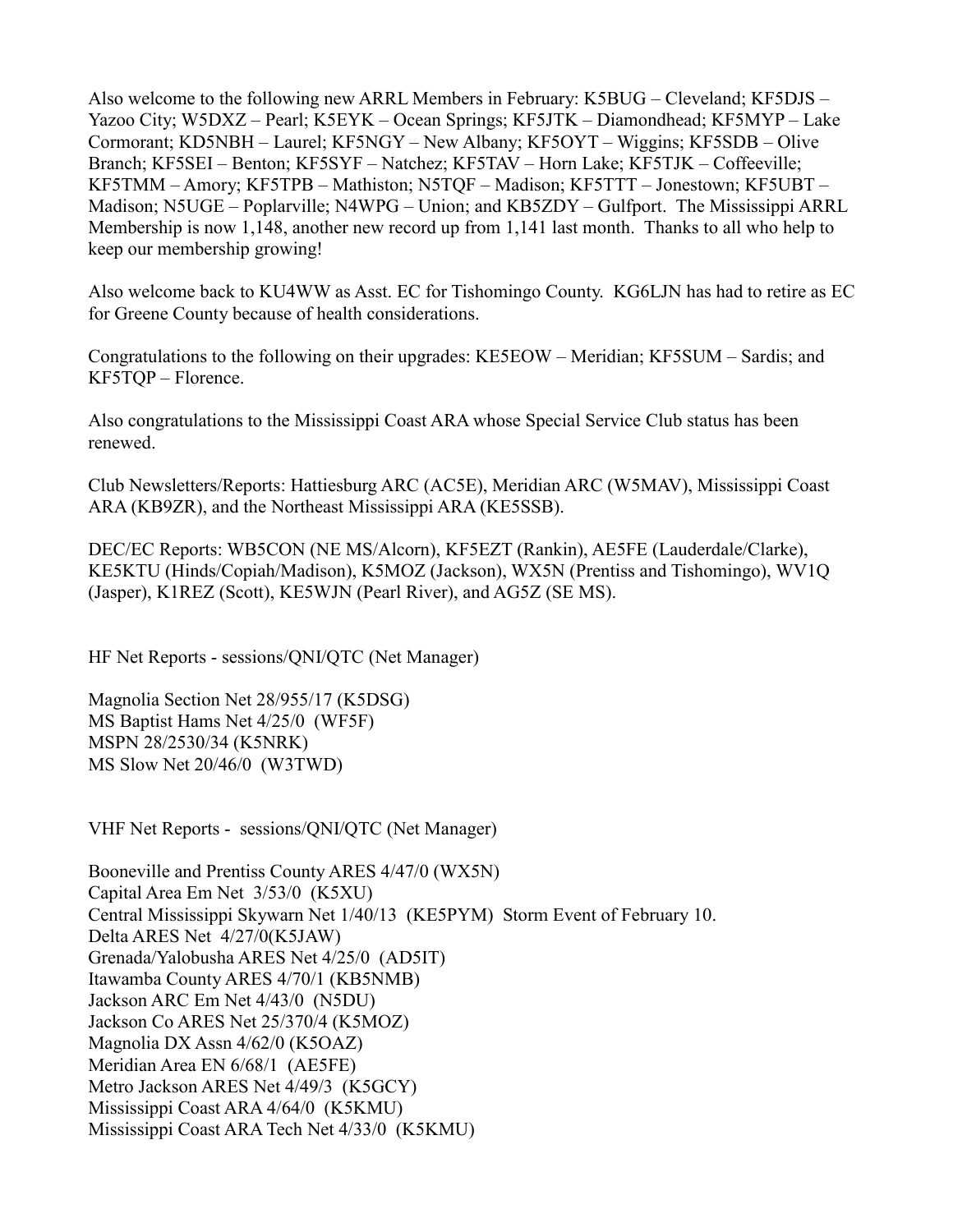Also welcome to the following new ARRL Members in February: K5BUG – Cleveland; KF5DJS – Yazoo City; W5DXZ – Pearl; K5EYK – Ocean Springs; KF5JTK – Diamondhead; KF5MYP – Lake Cormorant; KD5NBH – Laurel; KF5NGY – New Albany; KF5OYT – Wiggins; KF5SDB – Olive Branch; KF5SEI – Benton; KF5SYF – Natchez; KF5TAV – Horn Lake; KF5TJK – Coffeeville; KF5TMM – Amory; KF5TPB – Mathiston; N5TQF – Madison; KF5TTT – Jonestown; KF5UBT – Madison; N5UGE – Poplarville; N4WPG – Union; and KB5ZDY – Gulfport. The Mississippi ARRL Membership is now 1,148, another new record up from 1,141 last month. Thanks to all who help to keep our membership growing!

Also welcome back to KU4WW as Asst. EC for Tishomingo County. KG6LJN has had to retire as EC for Greene County because of health considerations.

Congratulations to the following on their upgrades: KE5EOW – Meridian; KF5SUM – Sardis; and KF5TQP – Florence.

Also congratulations to the Mississippi Coast ARA whose Special Service Club status has been renewed.

Club Newsletters/Reports: Hattiesburg ARC (AC5E), Meridian ARC (W5MAV), Mississippi Coast ARA (KB9ZR), and the Northeast Mississippi ARA (KE5SSB).

DEC/EC Reports: WB5CON (NE MS/Alcorn), KF5EZT (Rankin), AE5FE (Lauderdale/Clarke), KE5KTU (Hinds/Copiah/Madison), K5MOZ (Jackson), WX5N (Prentiss and Tishomingo), WV1Q (Jasper), K1REZ (Scott), KE5WJN (Pearl River), and AG5Z (SE MS).

HF Net Reports - sessions/QNI/QTC (Net Manager)

Magnolia Section Net 28/955/17 (K5DSG)  
MS Baptist Hams Net 4/25/0 (WF5F)  
MSPN 28/2530/34 (K5NRK)  
MS Slow Net 20/46/0 (W3TWD)

VHF Net Reports - sessions/QNI/QTC (Net Manager)

Booneville and Prentiss County ARES 4/47/0 (WX5N)  
Capital Area Em Net 3/53/0 (K5XU)  
Central Mississippi Skywarn Net 1/40/13 (KE5PYM) Storm Event of February 10.  
Delta ARES Net 4/27/0(K5JAW)  
Grenada/Yalobusha ARES Net 4/25/0 (AD5IT)  
Itawamba County ARES 4/70/1 (KB5NMB)  
Jackson ARC Em Net 4/43/0 (N5DU)  
Jackson Co ARES Net 25/370/4 (K5MOZ)  
Magnolia DX Assn 4/62/0 (K5OAZ)  
Meridian Area EN 6/68/1 (AE5FE)  
Metro Jackson ARES Net 4/49/3 (K5GCY)  
Mississippi Coast ARA 4/64/0 (K5KMU)  
Mississippi Coast ARA Tech Net 4/33/0 (K5KMU)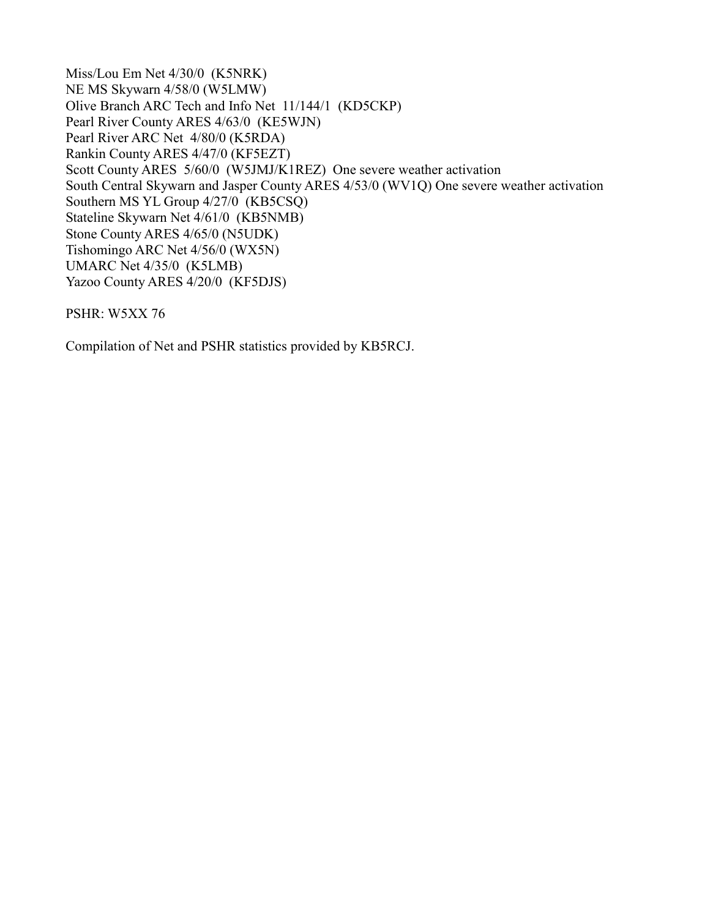Miss/Lou Em Net 4/30/0 (K5NRK)
NE MS Skywarn 4/58/0 (W5LMW)
Olive Branch ARC Tech and Info Net 11/144/1 (KD5CKP)
Pearl River County ARES 4/63/0 (KE5WJN)
Pearl River ARC Net 4/80/0 (K5RDA)
Rankin County ARES 4/47/0 (KF5EZT)
Scott County ARES 5/60/0 (W5JMJ/K1REZ) One severe weather activation
South Central Skywarn and Jasper County ARES 4/53/0 (WV1Q) One severe weather activation
Southern MS YL Group 4/27/0 (KB5CSQ)
Stateline Skywarn Net 4/61/0 (KB5NMB)
Stone County ARES 4/65/0 (N5UDK)
Tishomingo ARC Net 4/56/0 (WX5N)
UMARC Net 4/35/0 (K5LMB)
Yazoo County ARES 4/20/0 (KF5DJS)

PSHR: W5XX 76

Compilation of Net and PSHR statistics provided by KB5RCJ.